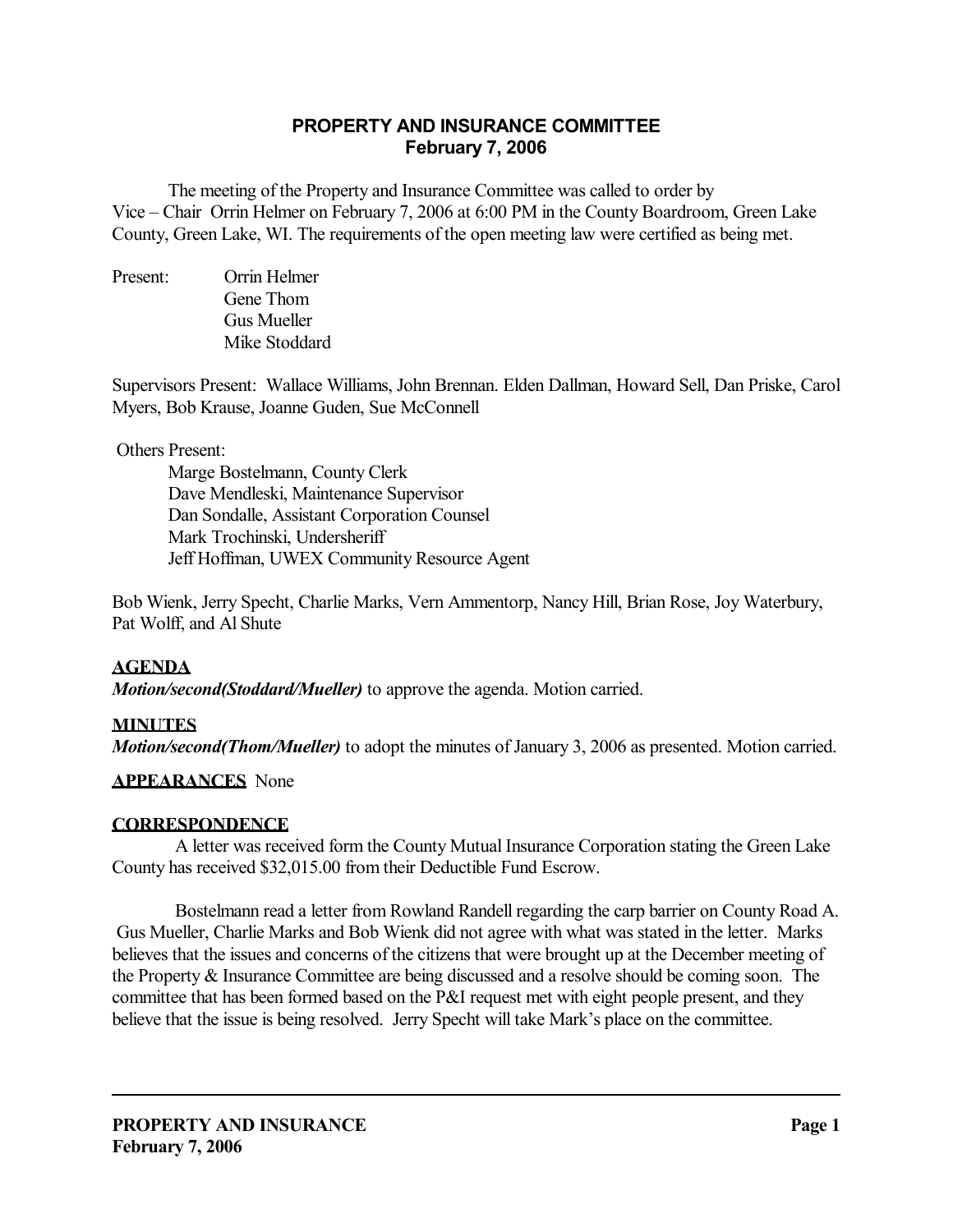# PROPERTY AND INSURANCE COMMITTEE
## February 7, 2006

The meeting of the Property and Insurance Committee was called to order by Vice – Chair Orrin Helmer on February 7, 2006 at 6:00 PM in the County Boardroom, Green Lake County, Green Lake, WI. The requirements of the open meeting law were certified as being met.

Present: Orrin Helmer
Gene Thom
Gus Mueller
Mike Stoddard

Supervisors Present: Wallace Williams, John Brennan. Elden Dallman, Howard Sell, Dan Priske, Carol Myers, Bob Krause, Joanne Guden, Sue McConnell

Others Present:
Marge Bostelmann, County Clerk
Dave Mendleski, Maintenance Supervisor
Dan Sondalle, Assistant Corporation Counsel
Mark Trochinski, Undersheriff
Jeff Hoffman, UWEX Community Resource Agent

Bob Wienk, Jerry Specht, Charlie Marks, Vern Ammentorp, Nancy Hill, Brian Rose, Joy Waterbury, Pat Wolff, and Al Shute

**AGENDA**

***Motion/second(Stoddard/Mueller)*** to approve the agenda. Motion carried.

**MINUTES**

***Motion/second(Thom/Mueller)*** to adopt the minutes of January 3, 2006 as presented. Motion carried.

**APPEARANCES** None

**CORRESPONDENCE**

A letter was received form the County Mutual Insurance Corporation stating the Green Lake County has received $32,015.00 from their Deductible Fund Escrow.

Bostelmann read a letter from Rowland Randell regarding the carp barrier on County Road A. Gus Mueller, Charlie Marks and Bob Wienk did not agree with what was stated in the letter. Marks believes that the issues and concerns of the citizens that were brought up at the December meeting of the Property & Insurance Committee are being discussed and a resolve should be coming soon. The committee that has been formed based on the P&I request met with eight people present, and they believe that the issue is being resolved. Jerry Specht will take Mark's place on the committee.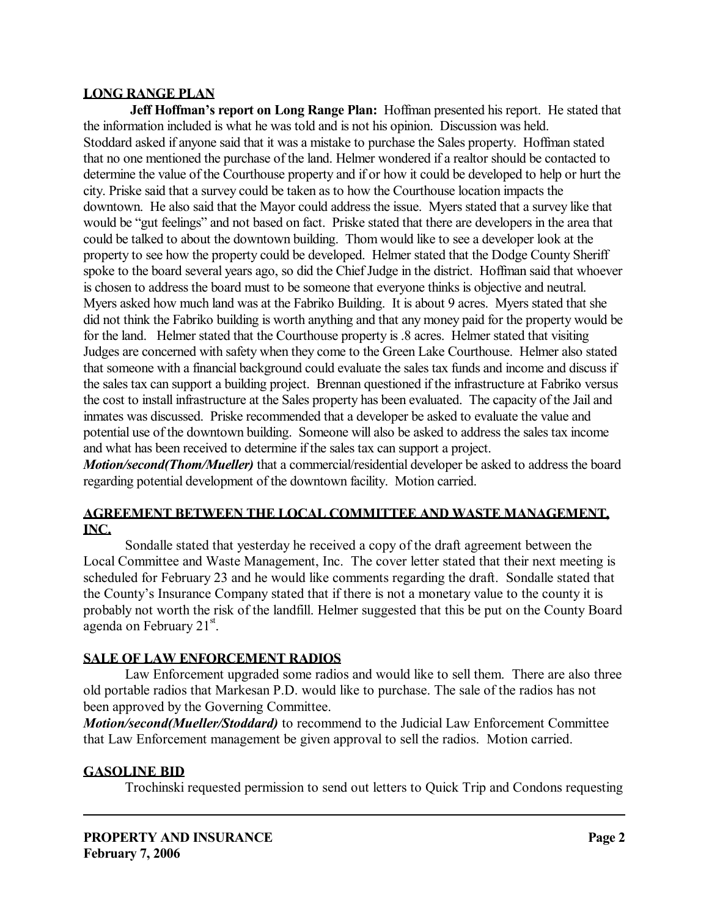## LONG RANGE PLAN

**Jeff Hoffman's report on Long Range Plan:** Hoffman presented his report. He stated that the information included is what he was told and is not his opinion. Discussion was held. Stoddard asked if anyone said that it was a mistake to purchase the Sales property. Hoffman stated that no one mentioned the purchase of the land. Helmer wondered if a realtor should be contacted to determine the value of the Courthouse property and if or how it could be developed to help or hurt the city. Priske said that a survey could be taken as to how the Courthouse location impacts the downtown. He also said that the Mayor could address the issue. Myers stated that a survey like that would be "gut feelings" and not based on fact. Priske stated that there are developers in the area that could be talked to about the downtown building. Thom would like to see a developer look at the property to see how the property could be developed. Helmer stated that the Dodge County Sheriff spoke to the board several years ago, so did the Chief Judge in the district. Hoffman said that whoever is chosen to address the board must to be someone that everyone thinks is objective and neutral. Myers asked how much land was at the Fabriko Building. It is about 9 acres. Myers stated that she did not think the Fabriko building is worth anything and that any money paid for the property would be for the land. Helmer stated that the Courthouse property is .8 acres. Helmer stated that visiting Judges are concerned with safety when they come to the Green Lake Courthouse. Helmer also stated that someone with a financial background could evaluate the sales tax funds and income and discuss if the sales tax can support a building project. Brennan questioned if the infrastructure at Fabriko versus the cost to install infrastructure at the Sales property has been evaluated. The capacity of the Jail and inmates was discussed. Priske recommended that a developer be asked to evaluate the value and potential use of the downtown building. Someone will also be asked to address the sales tax income and what has been received to determine if the sales tax can support a project.

***Motion/second(Thom/Mueller)*** that a commercial/residential developer be asked to address the board regarding potential development of the downtown facility. Motion carried.

## AGREEMENT BETWEEN THE LOCAL COMMITTEE AND WASTE MANAGEMENT, INC.

Sondalle stated that yesterday he received a copy of the draft agreement between the Local Committee and Waste Management, Inc. The cover letter stated that their next meeting is scheduled for February 23 and he would like comments regarding the draft. Sondalle stated that the County's Insurance Company stated that if there is not a monetary value to the county it is probably not worth the risk of the landfill. Helmer suggested that this be put on the County Board agenda on February 21st.

## SALE OF LAW ENFORCEMENT RADIOS

Law Enforcement upgraded some radios and would like to sell them. There are also three old portable radios that Markesan P.D. would like to purchase. The sale of the radios has not been approved by the Governing Committee.

***Motion/second(Mueller/Stoddard)*** to recommend to the Judicial Law Enforcement Committee that Law Enforcement management be given approval to sell the radios. Motion carried.

## GASOLINE BID

Trochinski requested permission to send out letters to Quick Trip and Condons requesting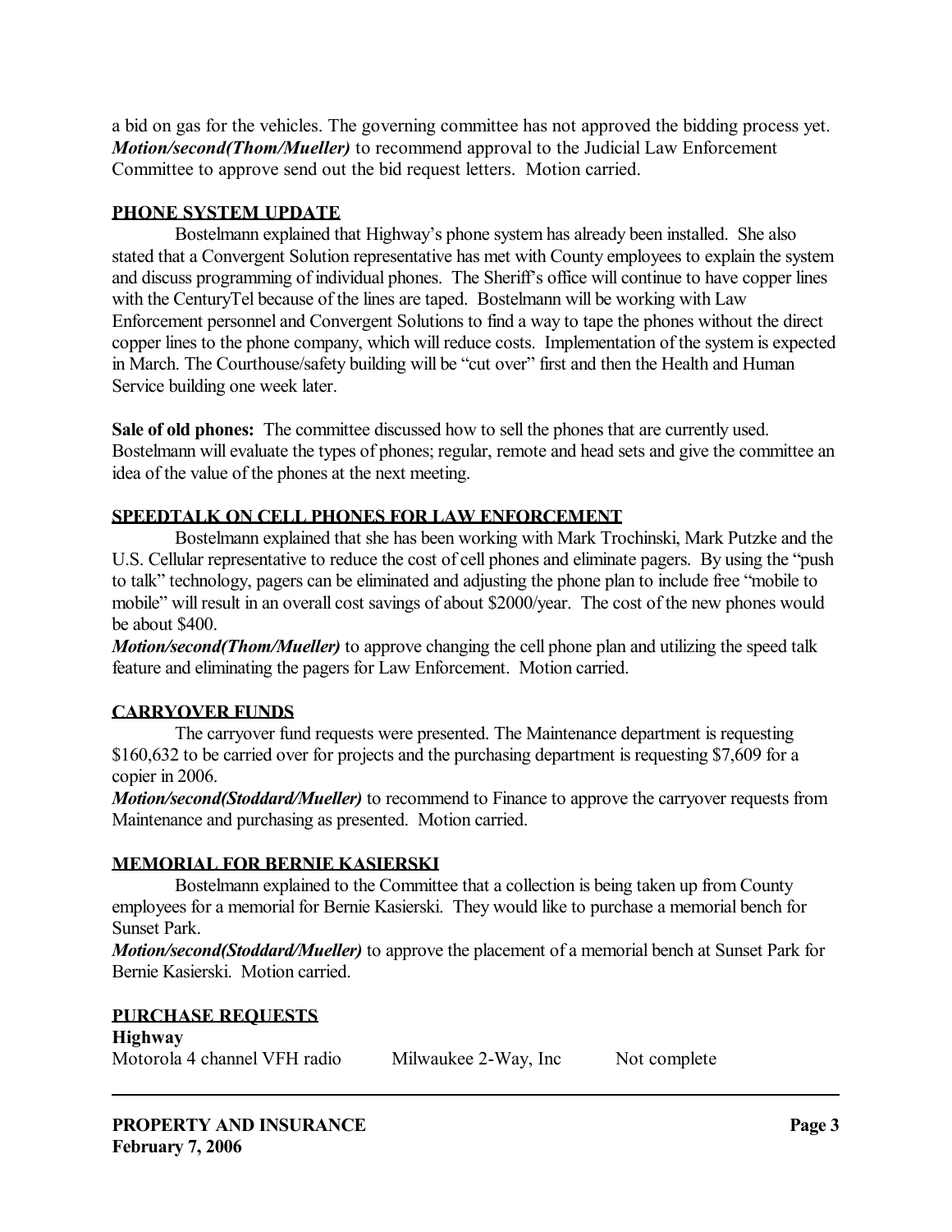a bid on gas for the vehicles. The governing committee has not approved the bidding process yet. ***Motion/second(Thom/Mueller)*** to recommend approval to the Judicial Law Enforcement Committee to approve send out the bid request letters. Motion carried.

## PHONE SYSTEM UPDATE

Bostelmann explained that Highway's phone system has already been installed. She also stated that a Convergent Solution representative has met with County employees to explain the system and discuss programming of individual phones. The Sheriff's office will continue to have copper lines with the CenturyTel because of the lines are taped. Bostelmann will be working with Law Enforcement personnel and Convergent Solutions to find a way to tape the phones without the direct copper lines to the phone company, which will reduce costs. Implementation of the system is expected in March. The Courthouse/safety building will be "cut over" first and then the Health and Human Service building one week later.

**Sale of old phones:** The committee discussed how to sell the phones that are currently used. Bostelmann will evaluate the types of phones; regular, remote and head sets and give the committee an idea of the value of the phones at the next meeting.

## SPEEDTALK ON CELL PHONES FOR LAW ENFORCEMENT

Bostelmann explained that she has been working with Mark Trochinski, Mark Putzke and the U.S. Cellular representative to reduce the cost of cell phones and eliminate pagers. By using the "push to talk" technology, pagers can be eliminated and adjusting the phone plan to include free "mobile to mobile" will result in an overall cost savings of about $2000/year. The cost of the new phones would be about $400.

***Motion/second(Thom/Mueller)*** to approve changing the cell phone plan and utilizing the speed talk feature and eliminating the pagers for Law Enforcement. Motion carried.

## CARRYOVER FUNDS

The carryover fund requests were presented. The Maintenance department is requesting $160,632 to be carried over for projects and the purchasing department is requesting $7,609 for a copier in 2006.

***Motion/second(Stoddard/Mueller)*** to recommend to Finance to approve the carryover requests from Maintenance and purchasing as presented. Motion carried.

## MEMORIAL FOR BERNIE KASIERSKI

Bostelmann explained to the Committee that a collection is being taken up from County employees for a memorial for Bernie Kasierski. They would like to purchase a memorial bench for Sunset Park.

***Motion/second(Stoddard/Mueller)*** to approve the placement of a memorial bench at Sunset Park for Bernie Kasierski. Motion carried.

## PURCHASE REQUESTS

**Highway**

| | | |
|---|---|---|
| Motorola 4 channel VFH radio | Milwaukee 2-Way, Inc | Not complete |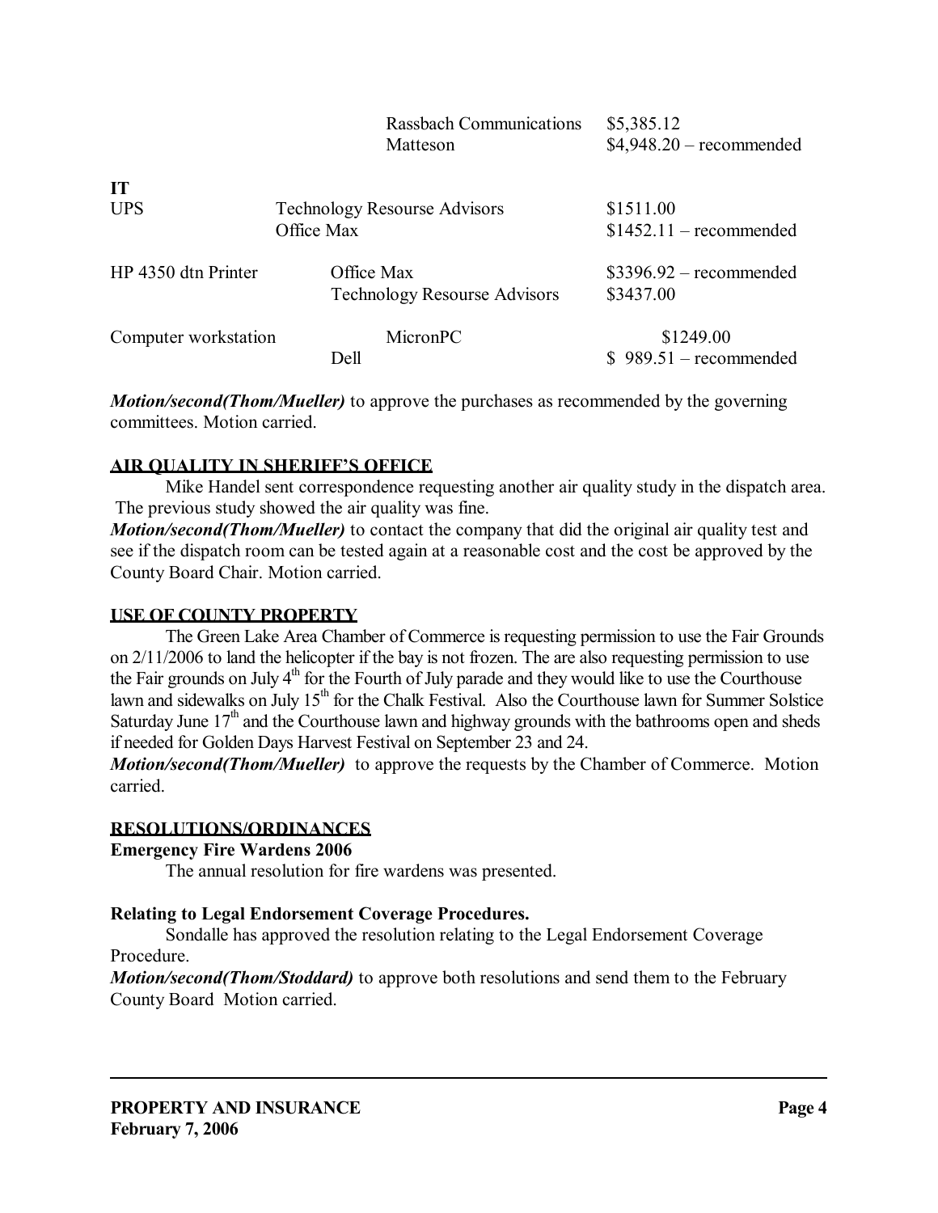| | | |
|---|---|---|
| | Rassbach Communications | $5,385.12 |
| | Matteson | $4,948.20 – recommended |

**IT**

| Item | Vendor | Price |
|---|---|---|
| UPS | Technology Resourse Advisors | $1511.00 |
| | Office Max | $1452.11 – recommended |
| HP 4350 dtn Printer | Office Max | $3396.92 – recommended |
| | Technology Resourse Advisors | $3437.00 |
| Computer workstation | MicronPC | $1249.00 |
| | Dell | $ 989.51 – recommended |

***Motion/second(Thom/Mueller)*** to approve the purchases as recommended by the governing committees. Motion carried.

## AIR QUALITY IN SHERIFF'S OFFICE

Mike Handel sent correspondence requesting another air quality study in the dispatch area. The previous study showed the air quality was fine.

***Motion/second(Thom/Mueller)*** to contact the company that did the original air quality test and see if the dispatch room can be tested again at a reasonable cost and the cost be approved by the County Board Chair. Motion carried.

## USE OF COUNTY PROPERTY

The Green Lake Area Chamber of Commerce is requesting permission to use the Fair Grounds on 2/11/2006 to land the helicopter if the bay is not frozen. The are also requesting permission to use the Fair grounds on July 4th for the Fourth of July parade and they would like to use the Courthouse lawn and sidewalks on July 15th for the Chalk Festival. Also the Courthouse lawn for Summer Solstice Saturday June 17th and the Courthouse lawn and highway grounds with the bathrooms open and sheds if needed for Golden Days Harvest Festival on September 23 and 24.

***Motion/second(Thom/Mueller)*** to approve the requests by the Chamber of Commerce. Motion carried.

## RESOLUTIONS/ORDINANCES

**Emergency Fire Wardens 2006**

The annual resolution for fire wardens was presented.

**Relating to Legal Endorsement Coverage Procedures.**

Sondalle has approved the resolution relating to the Legal Endorsement Coverage Procedure.

***Motion/second(Thom/Stoddard)*** to approve both resolutions and send them to the February County Board Motion carried.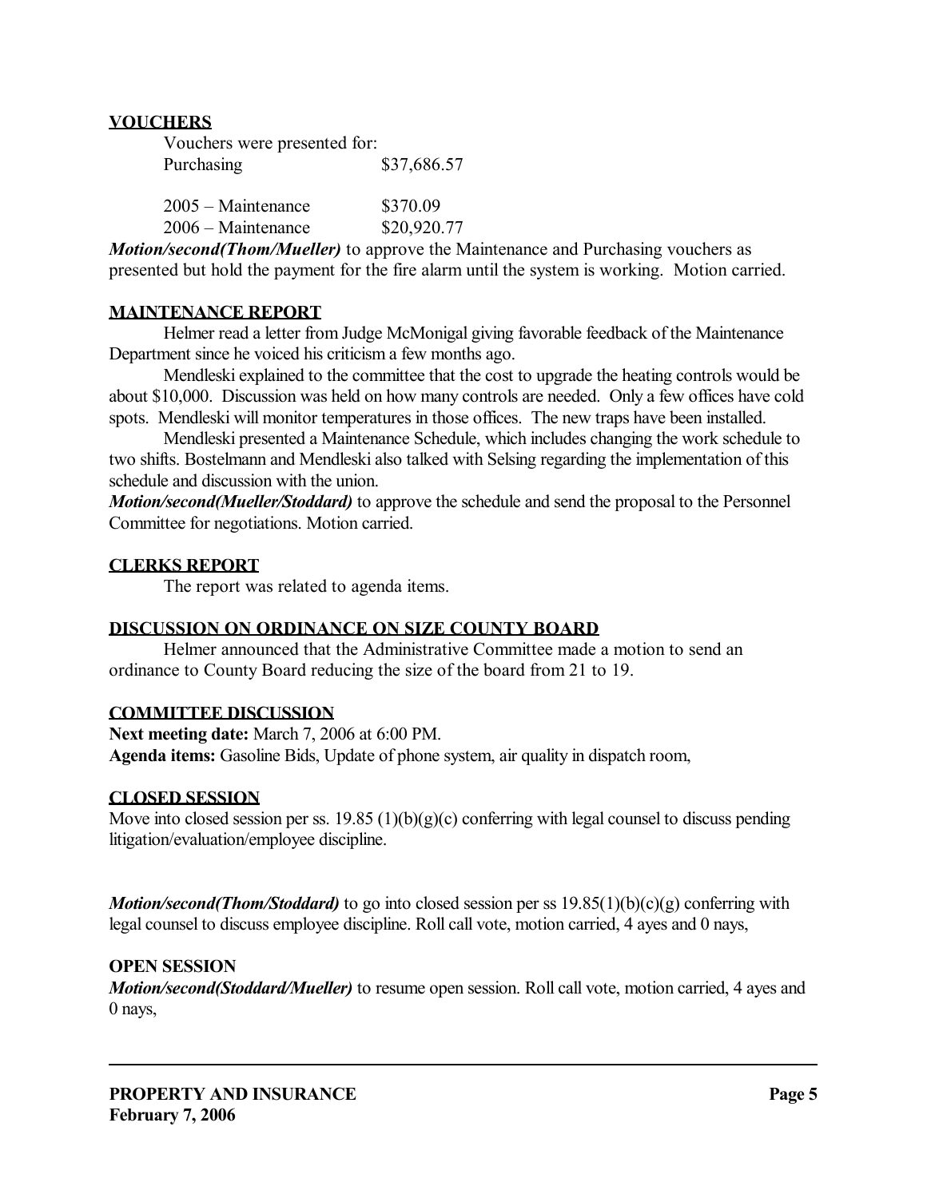**VOUCHERS**

Vouchers were presented for:

| | |
|---|---|
| Purchasing | \$37,686.57 |
| | |
| 2005 – Maintenance | \$370.09 |
| 2006 – Maintenance | \$20,920.77 |

***Motion/second(Thom/Mueller)*** to approve the Maintenance and Purchasing vouchers as presented but hold the payment for the fire alarm until the system is working. Motion carried.

**MAINTENANCE REPORT**

Helmer read a letter from Judge McMonigal giving favorable feedback of the Maintenance Department since he voiced his criticism a few months ago.

Mendleski explained to the committee that the cost to upgrade the heating controls would be about \$10,000. Discussion was held on how many controls are needed. Only a few offices have cold spots. Mendleski will monitor temperatures in those offices. The new traps have been installed.

Mendleski presented a Maintenance Schedule, which includes changing the work schedule to two shifts. Bostelmann and Mendleski also talked with Selsing regarding the implementation of this schedule and discussion with the union.

***Motion/second(Mueller/Stoddard)*** to approve the schedule and send the proposal to the Personnel Committee for negotiations. Motion carried.

**CLERKS REPORT**

The report was related to agenda items.

**DISCUSSION ON ORDINANCE ON SIZE COUNTY BOARD**

Helmer announced that the Administrative Committee made a motion to send an ordinance to County Board reducing the size of the board from 21 to 19.

**COMMITTEE DISCUSSION**

**Next meeting date:** March 7, 2006 at 6:00 PM.

**Agenda items:** Gasoline Bids, Update of phone system, air quality in dispatch room,

**CLOSED SESSION**

Move into closed session per ss. 19.85 (1)(b)(g)(c) conferring with legal counsel to discuss pending litigation/evaluation/employee discipline.

***Motion/second(Thom/Stoddard)*** to go into closed session per ss 19.85(1)(b)(c)(g) conferring with legal counsel to discuss employee discipline. Roll call vote, motion carried, 4 ayes and 0 nays,

**OPEN SESSION**

***Motion/second(Stoddard/Mueller)*** to resume open session. Roll call vote, motion carried, 4 ayes and 0 nays,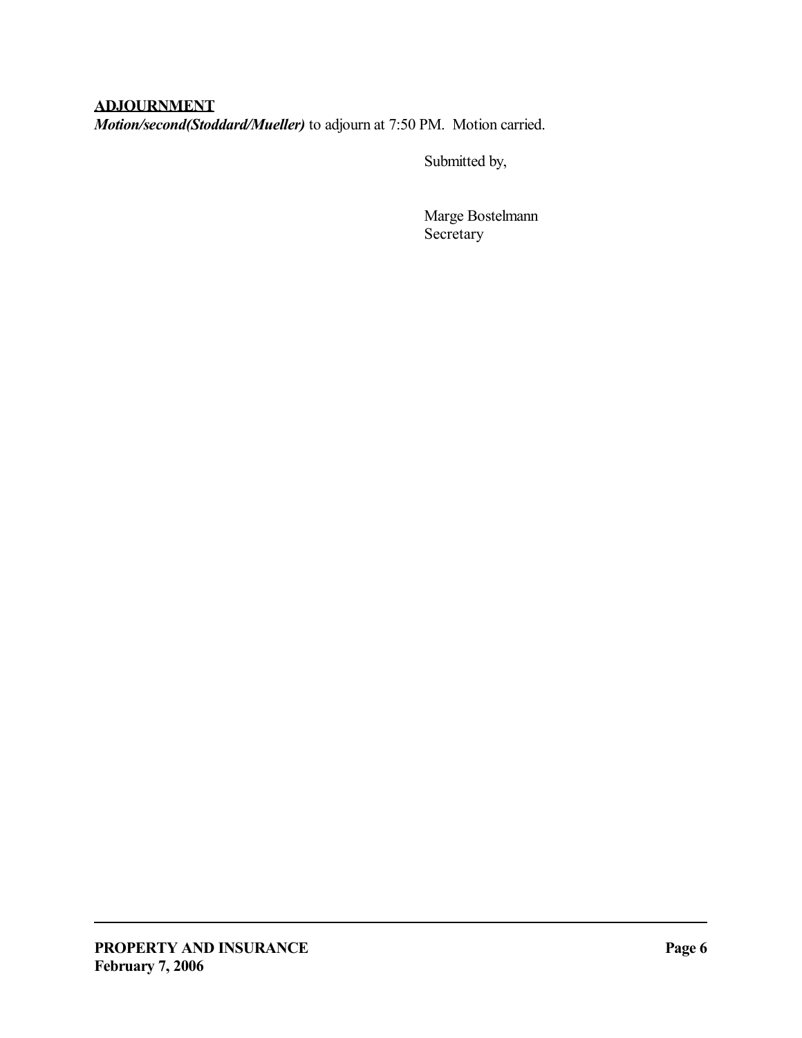**ADJOURNMENT**

***Motion/second(Stoddard/Mueller)*** to adjourn at 7:50 PM. Motion carried.

Submitted by,

Marge Bostelmann
Secretary